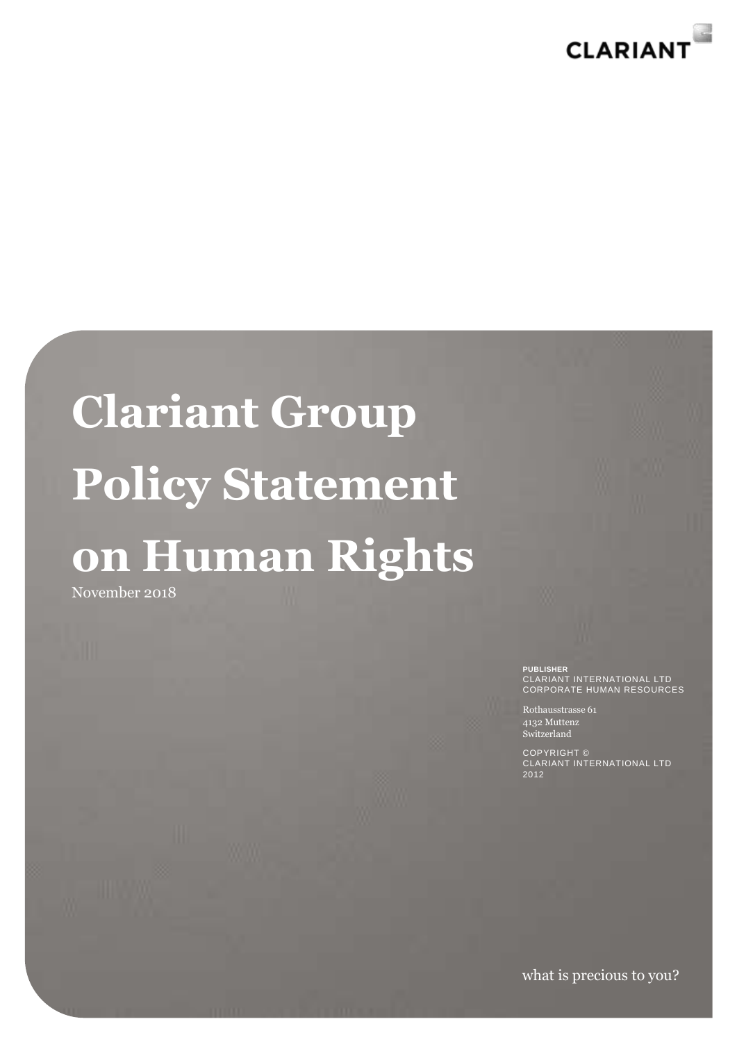CLARIANT

# Clariant Group Policy Statement on Human Rights

November 2018

**PUBLISHER**
CLARIANT INTERNATIONAL LTD
CORPORATE HUMAN RESOURCES

Rothausstrasse 61
4132 Muttenz
Switzerland

COPYRIGHT ©
CLARIANT INTERNATIONAL LTD
2012

what is precious to you?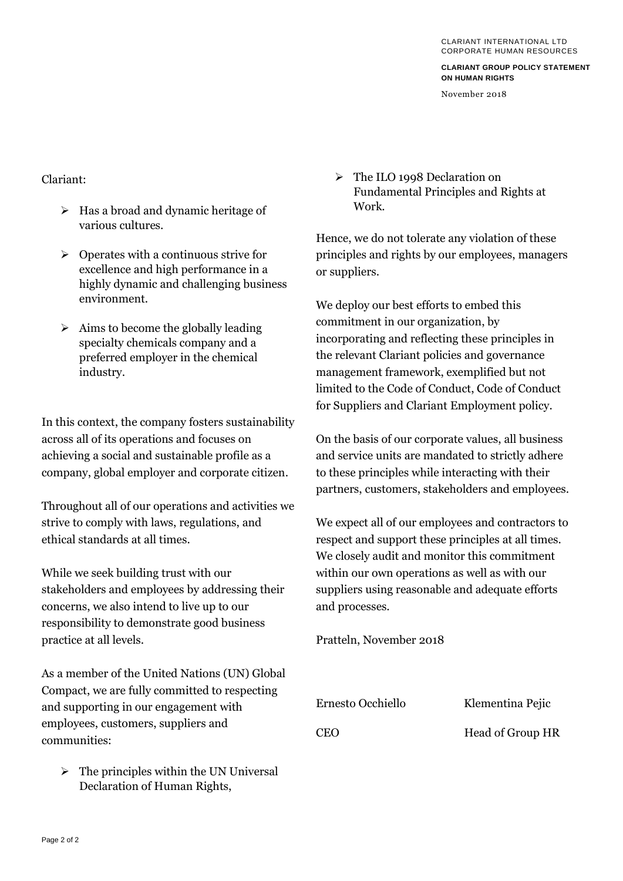CLARIANT INTERNATIONAL LTD
CORPORATE HUMAN RESOURCES

**CLARIANT GROUP POLICY STATEMENT ON HUMAN RIGHTS**

November 2018

Clariant:

- Has a broad and dynamic heritage of various cultures.
- Operates with a continuous strive for excellence and high performance in a highly dynamic and challenging business environment.
- Aims to become the globally leading specialty chemicals company and a preferred employer in the chemical industry.

In this context, the company fosters sustainability across all of its operations and focuses on achieving a social and sustainable profile as a company, global employer and corporate citizen.

Throughout all of our operations and activities we strive to comply with laws, regulations, and ethical standards at all times.

While we seek building trust with our stakeholders and employees by addressing their concerns, we also intend to live up to our responsibility to demonstrate good business practice at all levels.

As a member of the United Nations (UN) Global Compact, we are fully committed to respecting and supporting in our engagement with employees, customers, suppliers and communities:

- The principles within the UN Universal Declaration of Human Rights,
- The ILO 1998 Declaration on Fundamental Principles and Rights at Work.

Hence, we do not tolerate any violation of these principles and rights by our employees, managers or suppliers.

We deploy our best efforts to embed this commitment in our organization, by incorporating and reflecting these principles in the relevant Clariant policies and governance management framework, exemplified but not limited to the Code of Conduct, Code of Conduct for Suppliers and Clariant Employment policy.

On the basis of our corporate values, all business and service units are mandated to strictly adhere to these principles while interacting with their partners, customers, stakeholders and employees.

We expect all of our employees and contractors to respect and support these principles at all times. We closely audit and monitor this commitment within our own operations as well as with our suppliers using reasonable and adequate efforts and processes.

Pratteln, November 2018

Ernesto Occhiello
CEO

Klementina Pejic
Head of Group HR